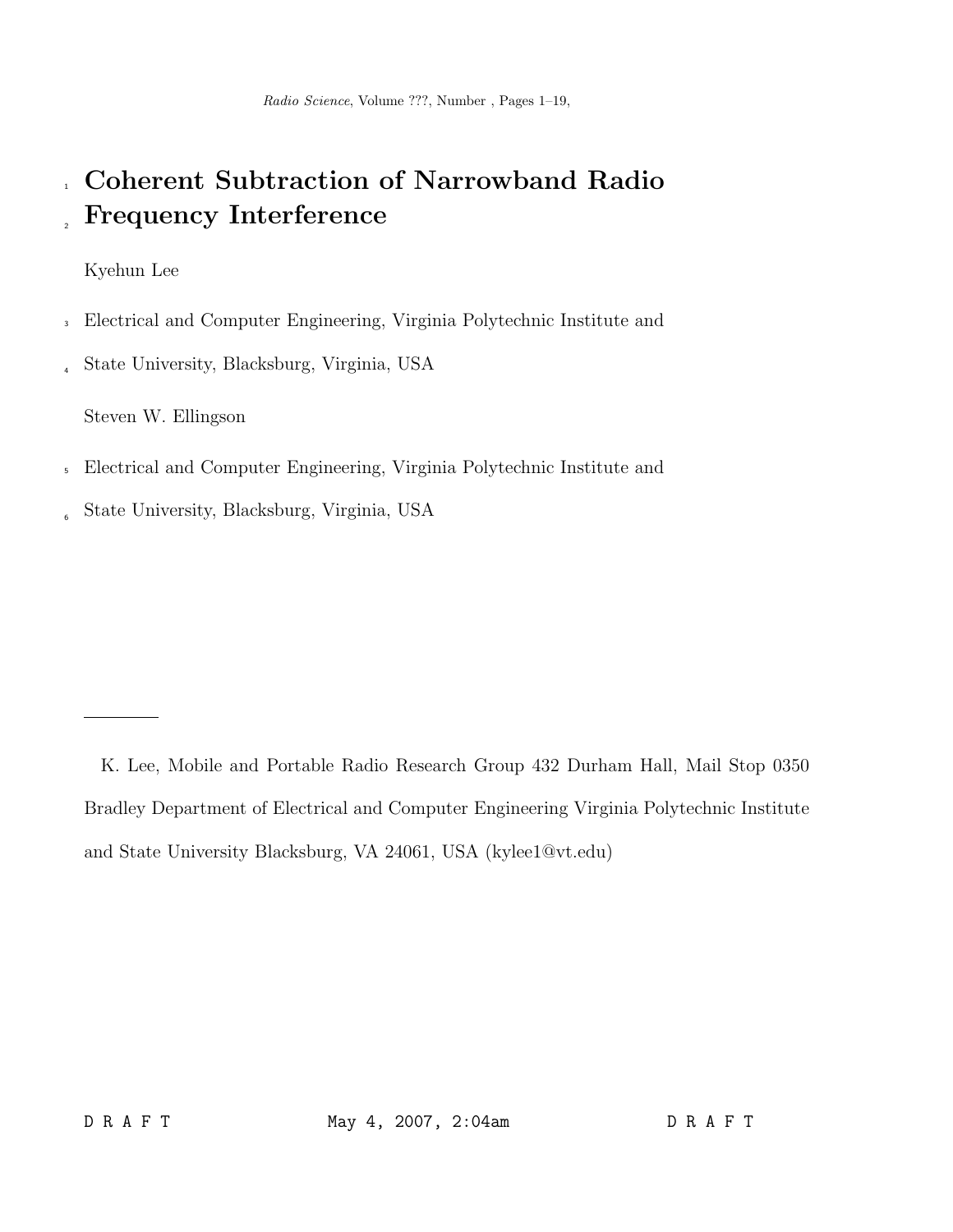# Coherent Subtraction of Narrowband Radio Frequency Interference

Kyehun Lee

Electrical and Computer Engineering, Virginia Polytechnic Institute and State University, Blacksburg, Virginia, USA

Steven W. Ellingson

Electrical and Computer Engineering, Virginia Polytechnic Institute and State University, Blacksburg, Virginia, USA

---

K. Lee, Mobile and Portable Radio Research Group 432 Durham Hall, Mail Stop 0350 Bradley Department of Electrical and Computer Engineering Virginia Polytechnic Institute and State University Blacksburg, VA 24061, USA (kylee1@vt.edu)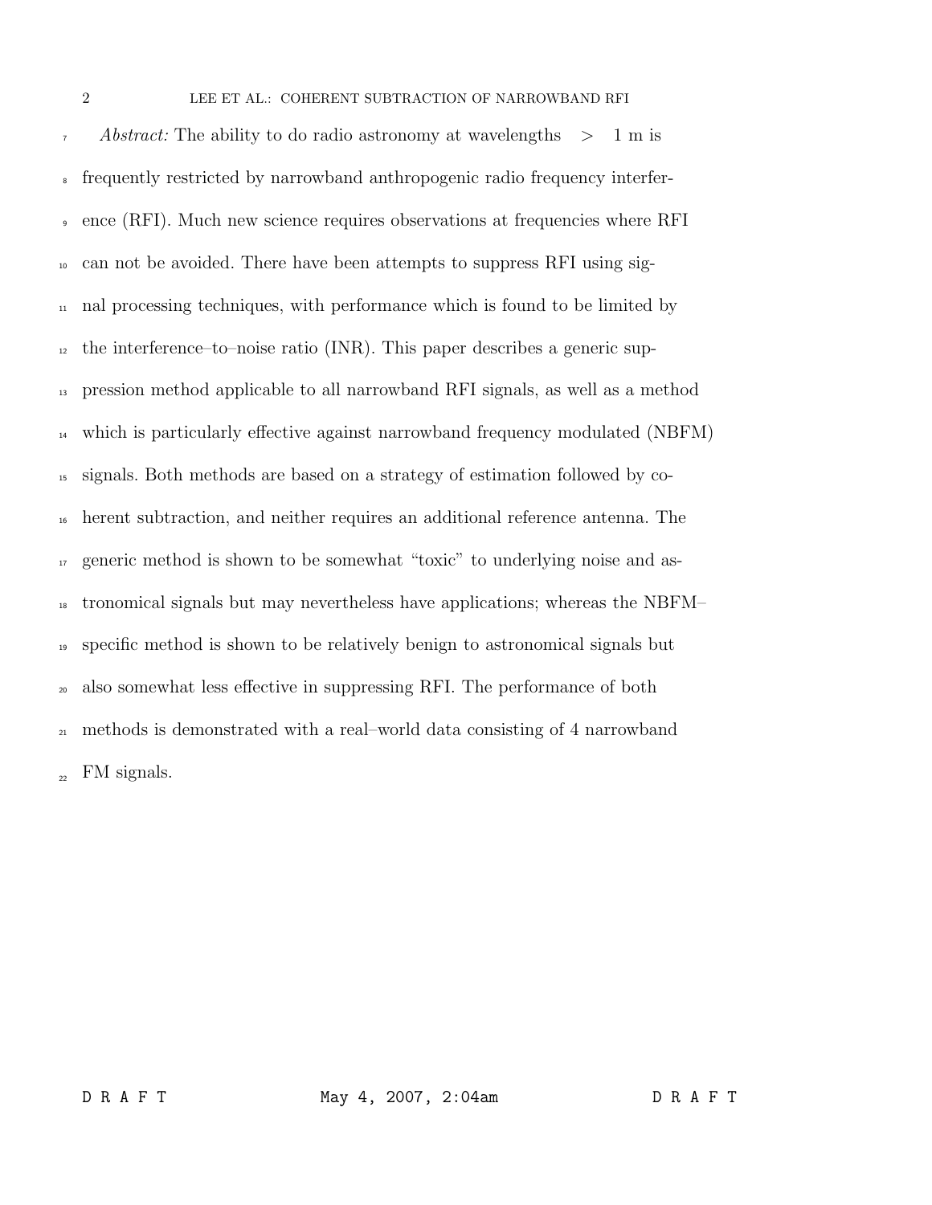*Abstract:* The ability to do radio astronomy at wavelengths $> 1$ m is frequently restricted by narrowband anthropogenic radio frequency interference (RFI). Much new science requires observations at frequencies where RFI can not be avoided. There have been attempts to suppress RFI using signal processing techniques, with performance which is found to be limited by the interference–to–noise ratio (INR). This paper describes a generic suppression method applicable to all narrowband RFI signals, as well as a method which is particularly effective against narrowband frequency modulated (NBFM) signals. Both methods are based on a strategy of estimation followed by coherent subtraction, and neither requires an additional reference antenna. The generic method is shown to be somewhat "toxic" to underlying noise and astronomical signals but may nevertheless have applications; whereas the NBFM–specific method is shown to be relatively benign to astronomical signals but also somewhat less effective in suppressing RFI. The performance of both methods is demonstrated with a real–world data consisting of 4 narrowband FM signals.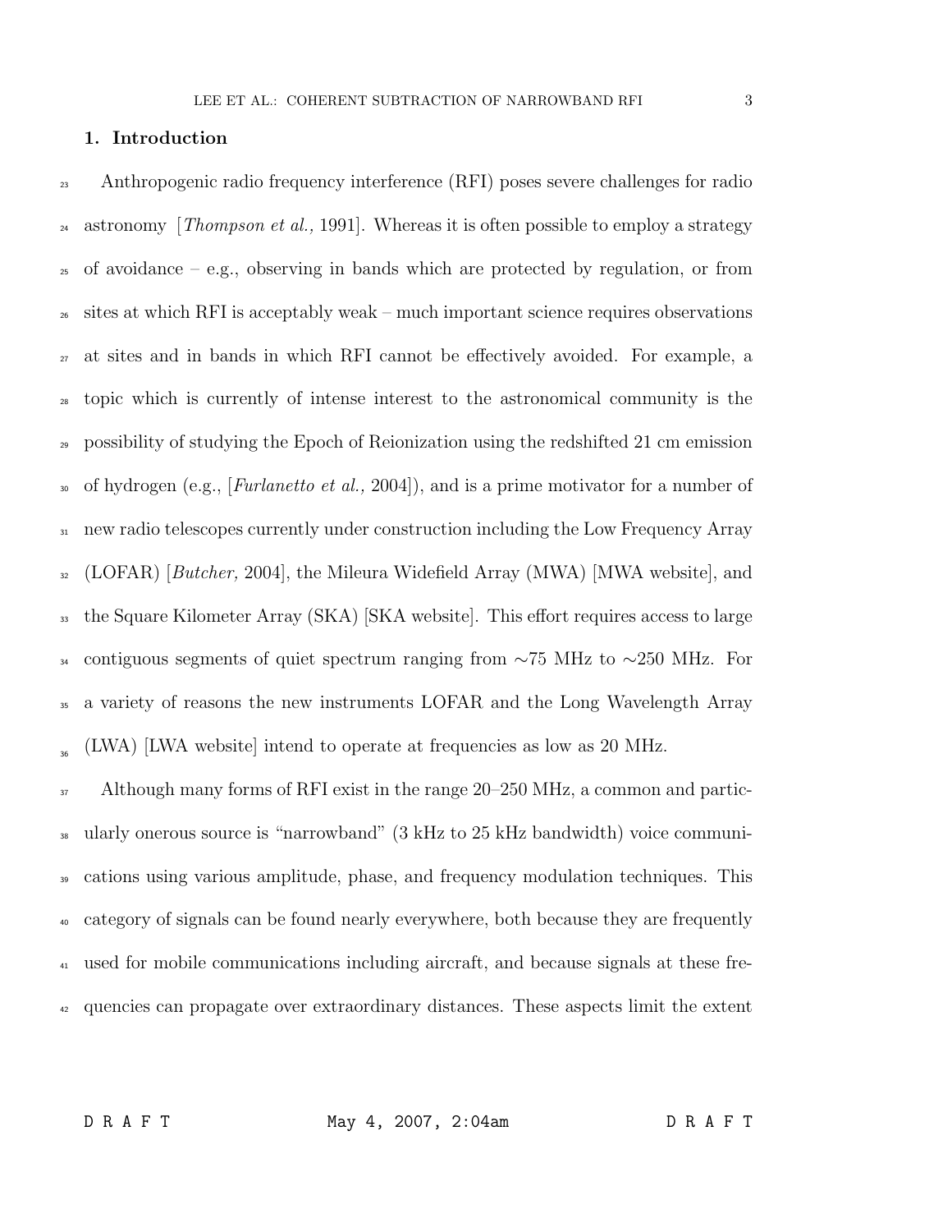## 1. Introduction

Anthropogenic radio frequency interference (RFI) poses severe challenges for radio astronomy [*Thompson et al.,* 1991]. Whereas it is often possible to employ a strategy of avoidance – e.g., observing in bands which are protected by regulation, or from sites at which RFI is acceptably weak – much important science requires observations at sites and in bands in which RFI cannot be effectively avoided. For example, a topic which is currently of intense interest to the astronomical community is the possibility of studying the Epoch of Reionization using the redshifted 21 cm emission of hydrogen (e.g., [*Furlanetto et al.,* 2004]), and is a prime motivator for a number of new radio telescopes currently under construction including the Low Frequency Array (LOFAR) [*Butcher,* 2004], the Mileura Widefield Array (MWA) [MWA website], and the Square Kilometer Array (SKA) [SKA website]. This effort requires access to large contiguous segments of quiet spectrum ranging from ∼75 MHz to ∼250 MHz. For a variety of reasons the new instruments LOFAR and the Long Wavelength Array (LWA) [LWA website] intend to operate at frequencies as low as 20 MHz.

Although many forms of RFI exist in the range 20–250 MHz, a common and particularly onerous source is "narrowband" (3 kHz to 25 kHz bandwidth) voice communications using various amplitude, phase, and frequency modulation techniques. This category of signals can be found nearly everywhere, both because they are frequently used for mobile communications including aircraft, and because signals at these frequencies can propagate over extraordinary distances. These aspects limit the extent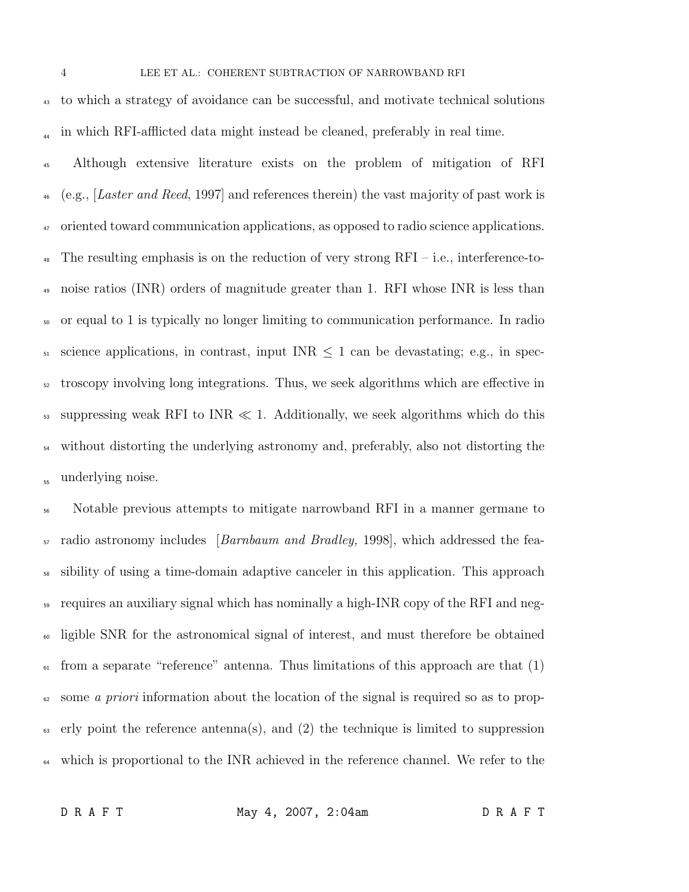to which a strategy of avoidance can be successful, and motivate technical solutions in which RFI-afflicted data might instead be cleaned, preferably in real time.

Although extensive literature exists on the problem of mitigation of RFI (e.g., [*Laster and Reed*, 1997] and references therein) the vast majority of past work is oriented toward communication applications, as opposed to radio science applications. The resulting emphasis is on the reduction of very strong RFI – i.e., interference-to-noise ratios (INR) orders of magnitude greater than 1. RFI whose INR is less than or equal to 1 is typically no longer limiting to communication performance. In radio science applications, in contrast, input INR $\leq 1$ can be devastating; e.g., in spectroscopy involving long integrations. Thus, we seek algorithms which are effective in suppressing weak RFI to INR $\ll 1$. Additionally, we seek algorithms which do this without distorting the underlying astronomy and, preferably, also not distorting the underlying noise.

Notable previous attempts to mitigate narrowband RFI in a manner germane to radio astronomy includes [*Barnbaum and Bradley,* 1998], which addressed the feasibility of using a time-domain adaptive canceler in this application. This approach requires an auxiliary signal which has nominally a high-INR copy of the RFI and negligible SNR for the astronomical signal of interest, and must therefore be obtained from a separate "reference" antenna. Thus limitations of this approach are that (1) some *a priori* information about the location of the signal is required so as to properly point the reference antenna(s), and (2) the technique is limited to suppression which is proportional to the INR achieved in the reference channel. We refer to the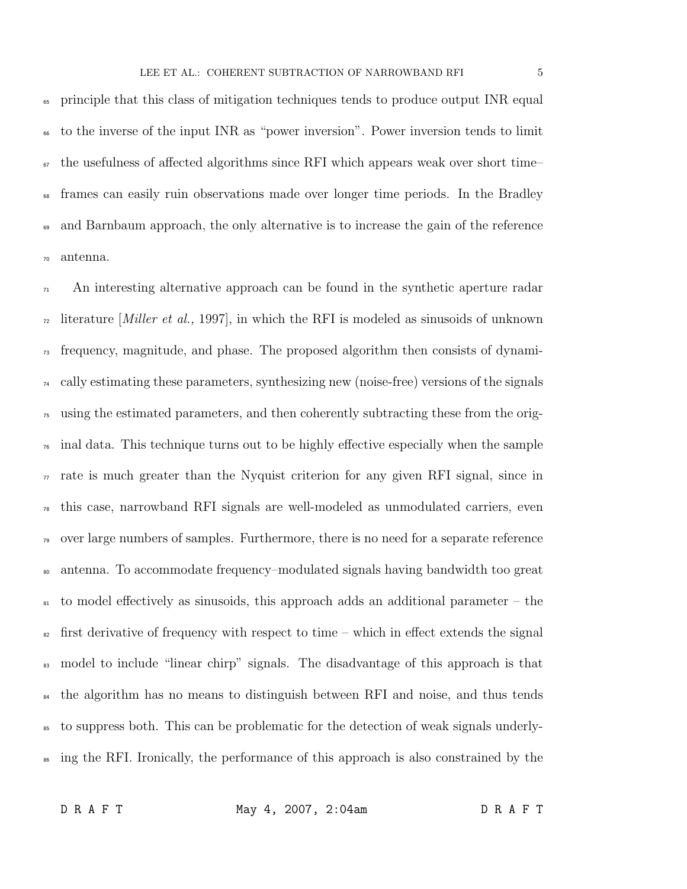principle that this class of mitigation techniques tends to produce output INR equal to the inverse of the input INR as "power inversion". Power inversion tends to limit the usefulness of affected algorithms since RFI which appears weak over short time–frames can easily ruin observations made over longer time periods. In the Bradley and Barnbaum approach, the only alternative is to increase the gain of the reference antenna.

An interesting alternative approach can be found in the synthetic aperture radar literature [*Miller et al.,* 1997], in which the RFI is modeled as sinusoids of unknown frequency, magnitude, and phase. The proposed algorithm then consists of dynamically estimating these parameters, synthesizing new (noise-free) versions of the signals using the estimated parameters, and then coherently subtracting these from the original data. This technique turns out to be highly effective especially when the sample rate is much greater than the Nyquist criterion for any given RFI signal, since in this case, narrowband RFI signals are well-modeled as unmodulated carriers, even over large numbers of samples. Furthermore, there is no need for a separate reference antenna. To accommodate frequency–modulated signals having bandwidth too great to model effectively as sinusoids, this approach adds an additional parameter – the first derivative of frequency with respect to time – which in effect extends the signal model to include "linear chirp" signals. The disadvantage of this approach is that the algorithm has no means to distinguish between RFI and noise, and thus tends to suppress both. This can be problematic for the detection of weak signals underlying the RFI. Ironically, the performance of this approach is also constrained by the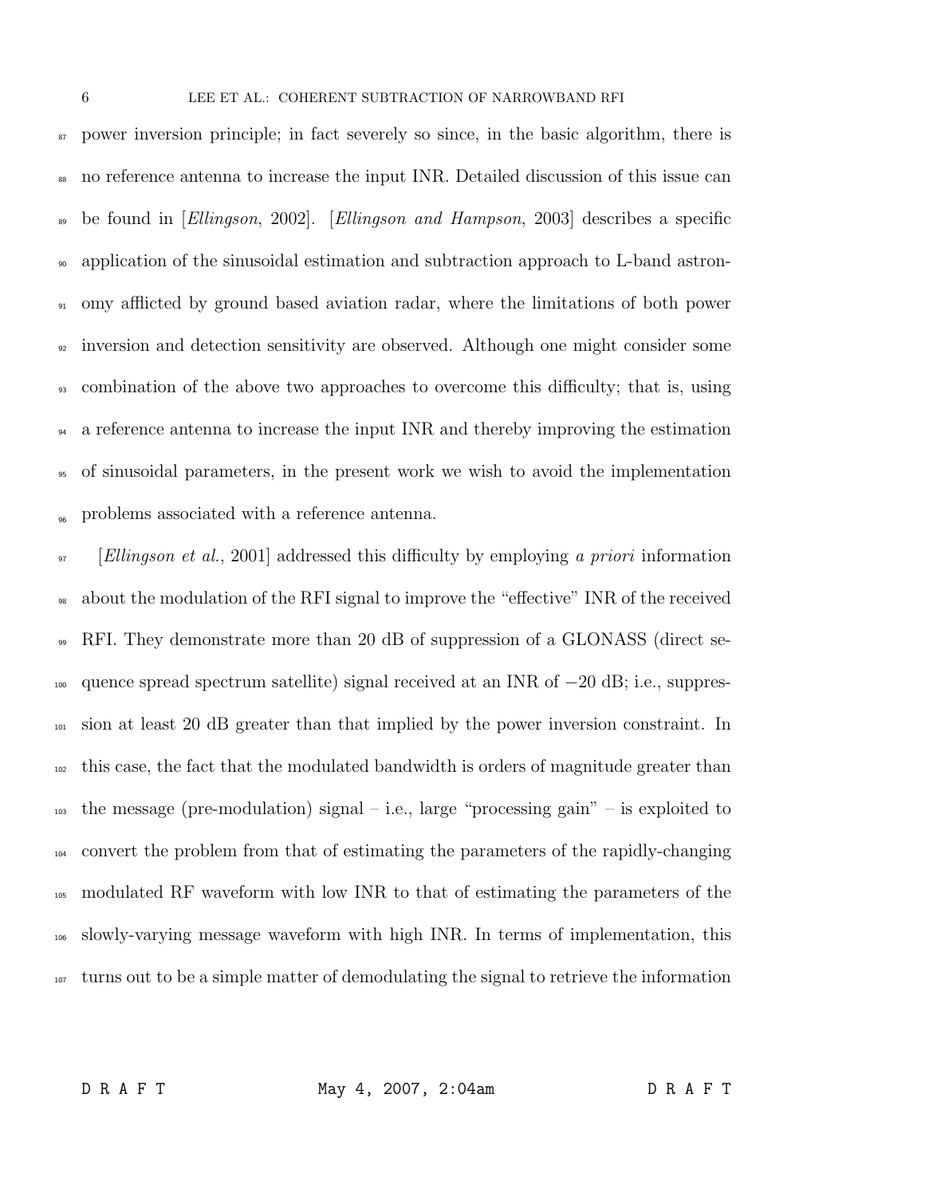power inversion principle; in fact severely so since, in the basic algorithm, there is no reference antenna to increase the input INR. Detailed discussion of this issue can be found in [*Ellingson*, 2002]. [*Ellingson and Hampson*, 2003] describes a specific application of the sinusoidal estimation and subtraction approach to L-band astronomy afflicted by ground based aviation radar, where the limitations of both power inversion and detection sensitivity are observed. Although one might consider some combination of the above two approaches to overcome this difficulty; that is, using a reference antenna to increase the input INR and thereby improving the estimation of sinusoidal parameters, in the present work we wish to avoid the implementation problems associated with a reference antenna.

[*Ellingson et al.*, 2001] addressed this difficulty by employing *a priori* information about the modulation of the RFI signal to improve the "effective" INR of the received RFI. They demonstrate more than 20 dB of suppression of a GLONASS (direct sequence spread spectrum satellite) signal received at an INR of −20 dB; i.e., suppression at least 20 dB greater than that implied by the power inversion constraint. In this case, the fact that the modulated bandwidth is orders of magnitude greater than the message (pre-modulation) signal – i.e., large "processing gain" – is exploited to convert the problem from that of estimating the parameters of the rapidly-changing modulated RF waveform with low INR to that of estimating the parameters of the slowly-varying message waveform with high INR. In terms of implementation, this turns out to be a simple matter of demodulating the signal to retrieve the information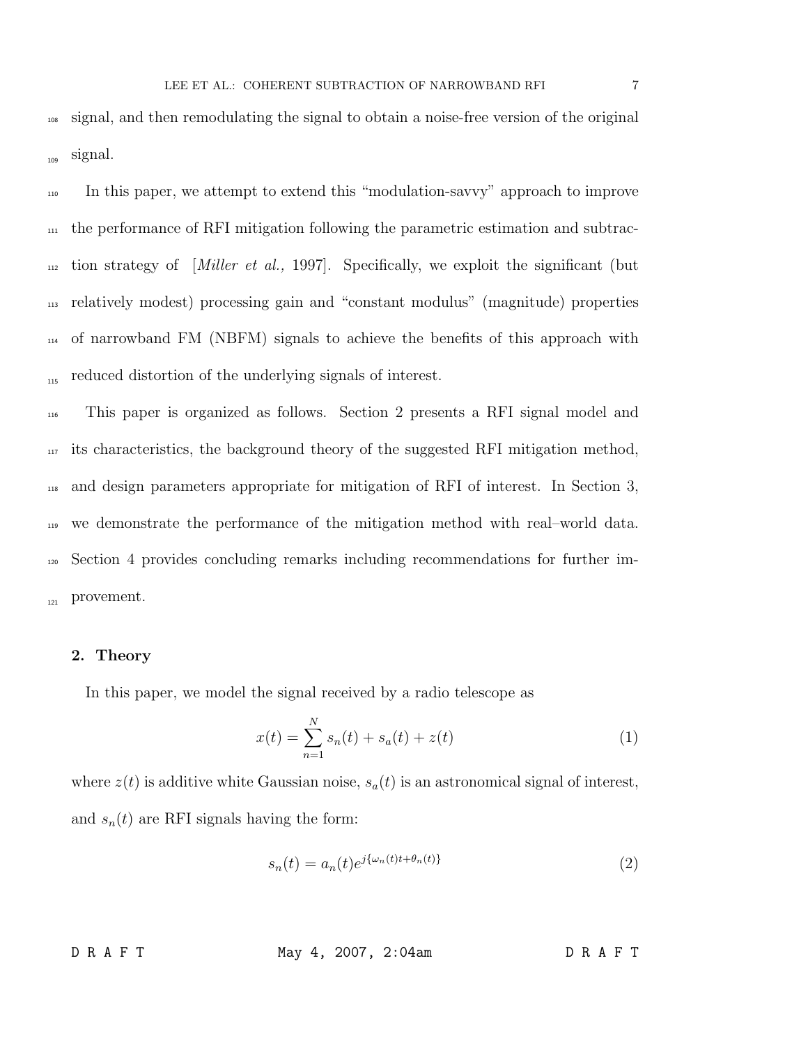signal, and then remodulating the signal to obtain a noise-free version of the original signal.

In this paper, we attempt to extend this "modulation-savvy" approach to improve the performance of RFI mitigation following the parametric estimation and subtraction strategy of [*Miller et al.,* 1997]. Specifically, we exploit the significant (but relatively modest) processing gain and "constant modulus" (magnitude) properties of narrowband FM (NBFM) signals to achieve the benefits of this approach with reduced distortion of the underlying signals of interest.

This paper is organized as follows. Section 2 presents a RFI signal model and its characteristics, the background theory of the suggested RFI mitigation method, and design parameters appropriate for mitigation of RFI of interest. In Section 3, we demonstrate the performance of the mitigation method with real–world data. Section 4 provides concluding remarks including recommendations for further improvement.

## 2. Theory

In this paper, we model the signal received by a radio telescope as

$$x(t) = \sum_{n=1}^{N} s_n(t) + s_a(t) + z(t) \tag{1}$$

where $z(t)$ is additive white Gaussian noise, $s_a(t)$ is an astronomical signal of interest, and $s_n(t)$ are RFI signals having the form:

$$s_n(t) = a_n(t)e^{j\{\omega_n(t)t+\theta_n(t)\}} \tag{2}$$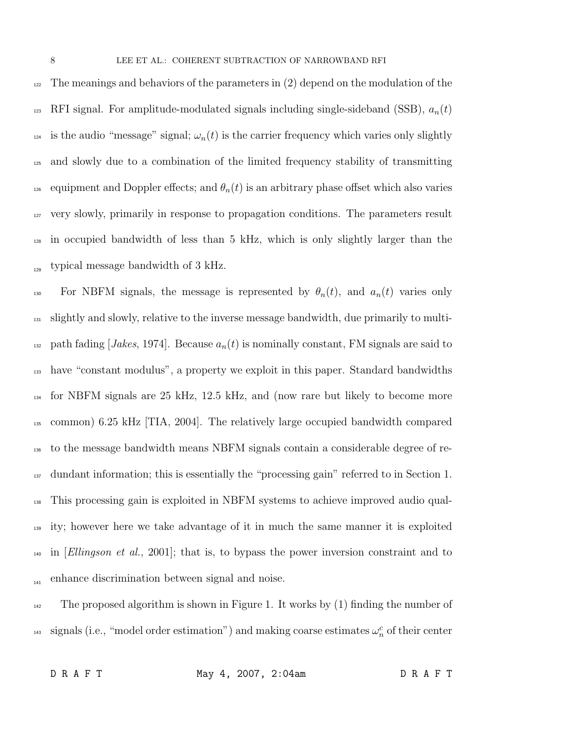The meanings and behaviors of the parameters in (2) depend on the modulation of the RFI signal. For amplitude-modulated signals including single-sideband (SSB), $a_n(t)$ is the audio "message" signal; $\omega_n(t)$ is the carrier frequency which varies only slightly and slowly due to a combination of the limited frequency stability of transmitting equipment and Doppler effects; and $\theta_n(t)$ is an arbitrary phase offset which also varies very slowly, primarily in response to propagation conditions. The parameters result in occupied bandwidth of less than 5 kHz, which is only slightly larger than the typical message bandwidth of 3 kHz.

For NBFM signals, the message is represented by $\theta_n(t)$, and $a_n(t)$ varies only slightly and slowly, relative to the inverse message bandwidth, due primarily to multipath fading [*Jakes*, 1974]. Because $a_n(t)$ is nominally constant, FM signals are said to have "constant modulus", a property we exploit in this paper. Standard bandwidths for NBFM signals are 25 kHz, 12.5 kHz, and (now rare but likely to become more common) 6.25 kHz [TIA, 2004]. The relatively large occupied bandwidth compared to the message bandwidth means NBFM signals contain a considerable degree of redundant information; this is essentially the "processing gain" referred to in Section 1. This processing gain is exploited in NBFM systems to achieve improved audio quality; however here we take advantage of it in much the same manner it is exploited in [*Ellingson et al.*, 2001]; that is, to bypass the power inversion constraint and to enhance discrimination between signal and noise.

The proposed algorithm is shown in Figure 1. It works by (1) finding the number of signals (i.e., "model order estimation") and making coarse estimates $\omega_n^c$ of their center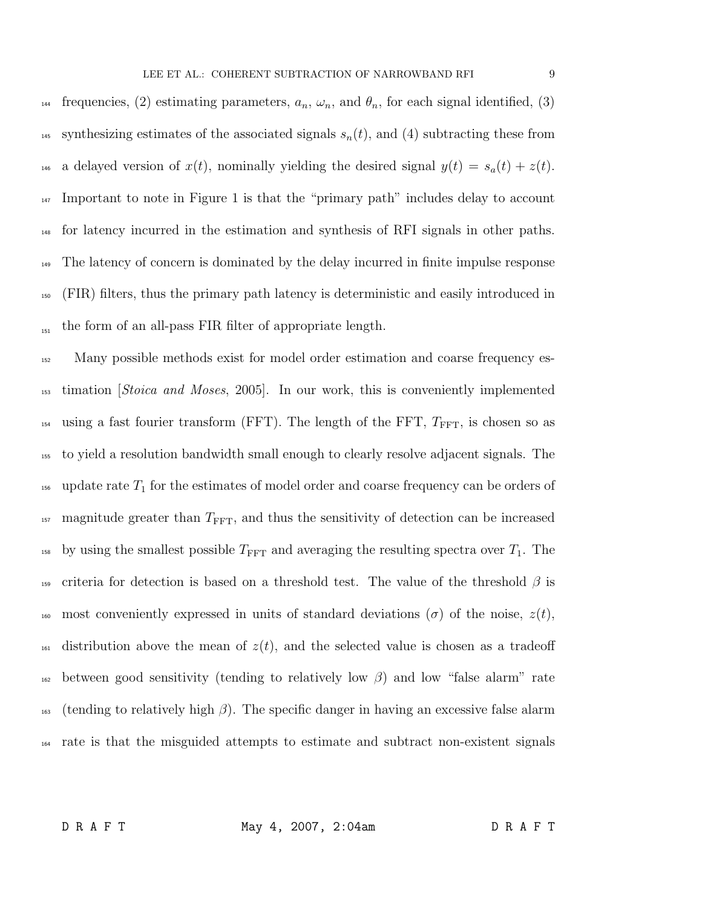frequencies, (2) estimating parameters, $a_n$, $\omega_n$, and $\theta_n$, for each signal identified, (3) synthesizing estimates of the associated signals $s_n(t)$, and (4) subtracting these from a delayed version of $x(t)$, nominally yielding the desired signal $y(t) = s_a(t) + z(t)$. Important to note in Figure 1 is that the "primary path" includes delay to account for latency incurred in the estimation and synthesis of RFI signals in other paths. The latency of concern is dominated by the delay incurred in finite impulse response (FIR) filters, thus the primary path latency is deterministic and easily introduced in the form of an all-pass FIR filter of appropriate length.

Many possible methods exist for model order estimation and coarse frequency estimation [*Stoica and Moses*, 2005]. In our work, this is conveniently implemented using a fast fourier transform (FFT). The length of the FFT, $T_{\mathrm{FFT}}$, is chosen so as to yield a resolution bandwidth small enough to clearly resolve adjacent signals. The update rate $T_1$ for the estimates of model order and coarse frequency can be orders of magnitude greater than $T_{\mathrm{FFT}}$, and thus the sensitivity of detection can be increased by using the smallest possible $T_{\mathrm{FFT}}$ and averaging the resulting spectra over $T_1$. The criteria for detection is based on a threshold test. The value of the threshold $\beta$ is most conveniently expressed in units of standard deviations ($\sigma$) of the noise, $z(t)$, distribution above the mean of $z(t)$, and the selected value is chosen as a tradeoff between good sensitivity (tending to relatively low $\beta$) and low "false alarm" rate (tending to relatively high $\beta$). The specific danger in having an excessive false alarm rate is that the misguided attempts to estimate and subtract non-existent signals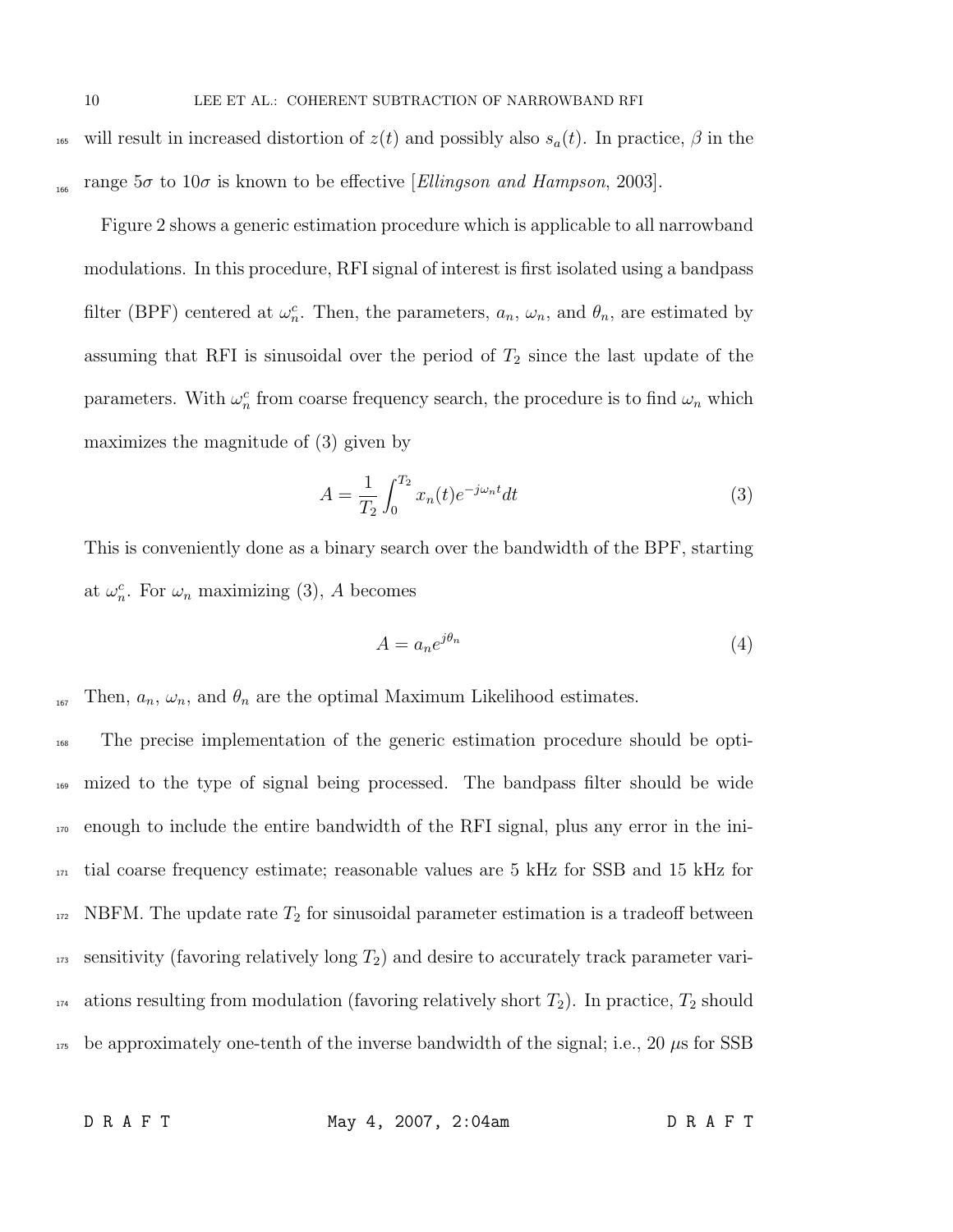will result in increased distortion of $z(t)$ and possibly also $s_a(t)$. In practice, $\beta$ in the range $5\sigma$ to $10\sigma$ is known to be effective [*Ellingson and Hampson*, 2003].

Figure 2 shows a generic estimation procedure which is applicable to all narrowband modulations. In this procedure, RFI signal of interest is first isolated using a bandpass filter (BPF) centered at $\omega_n^c$. Then, the parameters, $a_n$, $\omega_n$, and $\theta_n$, are estimated by assuming that RFI is sinusoidal over the period of $T_2$ since the last update of the parameters. With $\omega_n^c$ from coarse frequency search, the procedure is to find $\omega_n$ which maximizes the magnitude of (3) given by

$$A = \frac{1}{T_2} \int_0^{T_2} x_n(t) e^{-j\omega_n t} dt \tag{3}$$

This is conveniently done as a binary search over the bandwidth of the BPF, starting at $\omega_n^c$. For $\omega_n$ maximizing (3), $A$ becomes

$$A = a_n e^{j\theta_n} \tag{4}$$

Then, $a_n$, $\omega_n$, and $\theta_n$ are the optimal Maximum Likelihood estimates.

The precise implementation of the generic estimation procedure should be optimized to the type of signal being processed. The bandpass filter should be wide enough to include the entire bandwidth of the RFI signal, plus any error in the initial coarse frequency estimate; reasonable values are 5 kHz for SSB and 15 kHz for NBFM. The update rate $T_2$ for sinusoidal parameter estimation is a tradeoff between sensitivity (favoring relatively long $T_2$) and desire to accurately track parameter variations resulting from modulation (favoring relatively short $T_2$). In practice, $T_2$ should be approximately one-tenth of the inverse bandwidth of the signal; i.e., 20 $\mu$s for SSB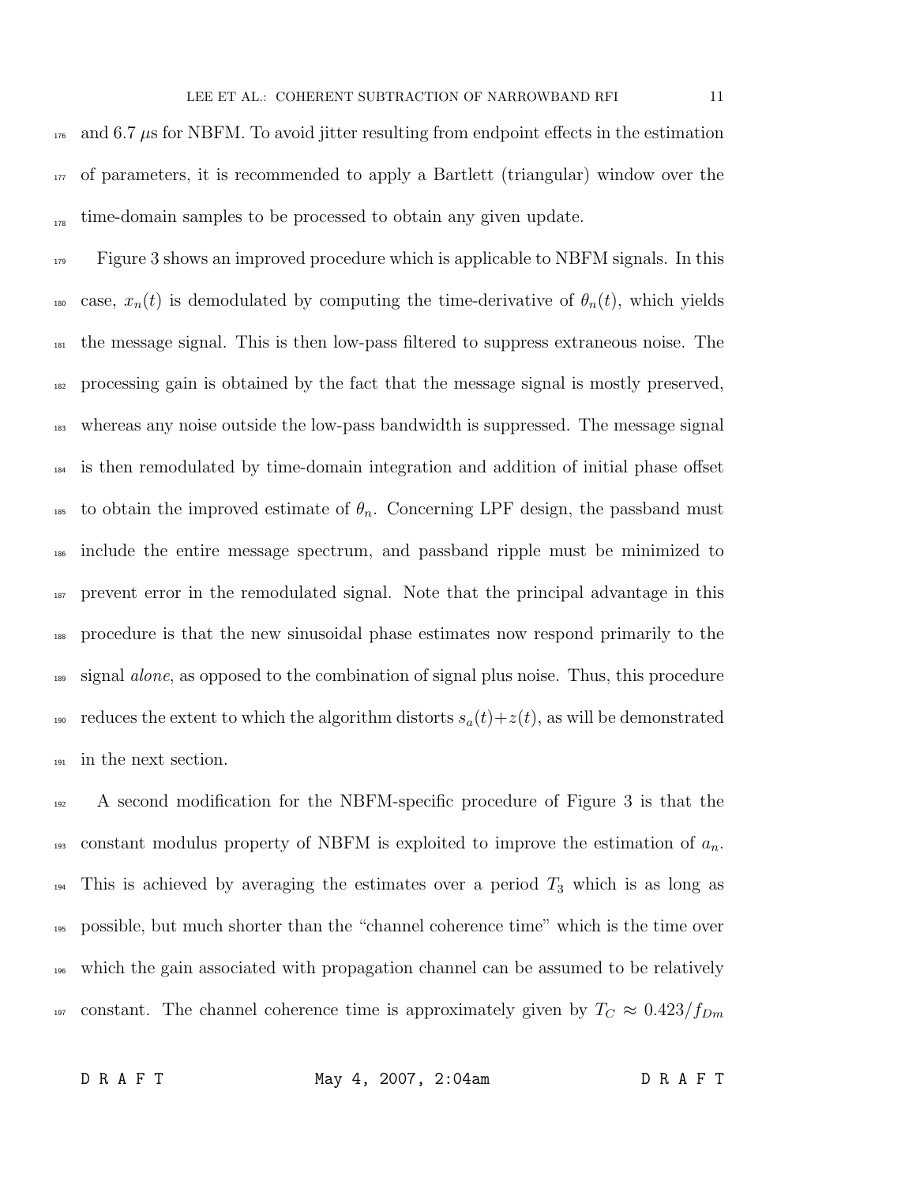and 6.7 μs for NBFM. To avoid jitter resulting from endpoint effects in the estimation of parameters, it is recommended to apply a Bartlett (triangular) window over the time-domain samples to be processed to obtain any given update.

Figure 3 shows an improved procedure which is applicable to NBFM signals. In this case, $x_n(t)$ is demodulated by computing the time-derivative of $\theta_n(t)$, which yields the message signal. This is then low-pass filtered to suppress extraneous noise. The processing gain is obtained by the fact that the message signal is mostly preserved, whereas any noise outside the low-pass bandwidth is suppressed. The message signal is then remodulated by time-domain integration and addition of initial phase offset to obtain the improved estimate of $\theta_n$. Concerning LPF design, the passband must include the entire message spectrum, and passband ripple must be minimized to prevent error in the remodulated signal. Note that the principal advantage in this procedure is that the new sinusoidal phase estimates now respond primarily to the signal *alone*, as opposed to the combination of signal plus noise. Thus, this procedure reduces the extent to which the algorithm distorts $s_a(t)+z(t)$, as will be demonstrated in the next section.

A second modification for the NBFM-specific procedure of Figure 3 is that the constant modulus property of NBFM is exploited to improve the estimation of $a_n$. This is achieved by averaging the estimates over a period $T_3$ which is as long as possible, but much shorter than the "channel coherence time" which is the time over which the gain associated with propagation channel can be assumed to be relatively constant. The channel coherence time is approximately given by $T_C \approx 0.423/f_{Dm}$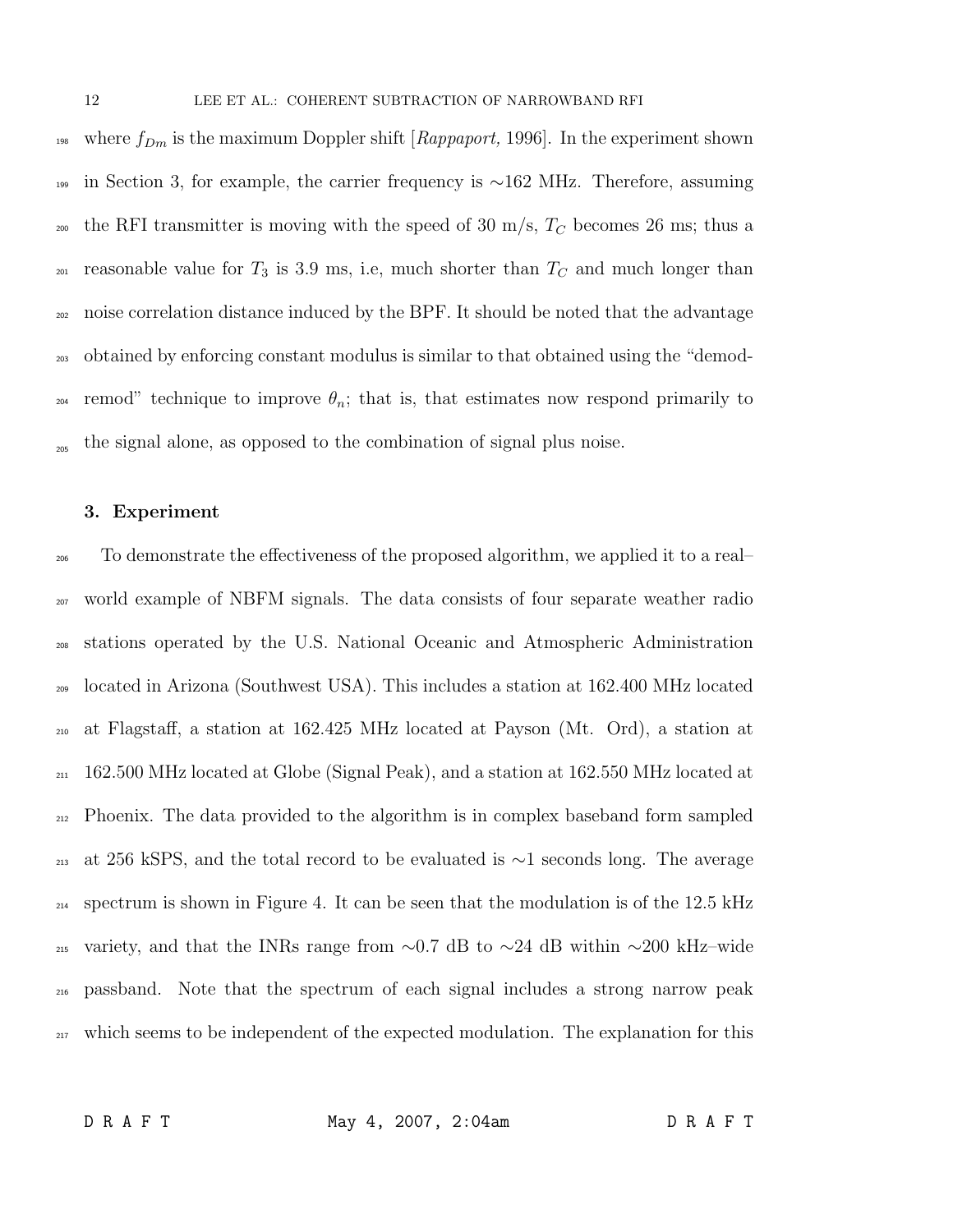where $f_{Dm}$ is the maximum Doppler shift [*Rappaport,* 1996]. In the experiment shown in Section 3, for example, the carrier frequency is ∼162 MHz. Therefore, assuming the RFI transmitter is moving with the speed of 30 m/s, $T_C$ becomes 26 ms; thus a reasonable value for $T_3$ is 3.9 ms, i.e, much shorter than $T_C$ and much longer than noise correlation distance induced by the BPF. It should be noted that the advantage obtained by enforcing constant modulus is similar to that obtained using the "demod-remod" technique to improve $\theta_n$; that is, that estimates now respond primarily to the signal alone, as opposed to the combination of signal plus noise.

## 3. Experiment

To demonstrate the effectiveness of the proposed algorithm, we applied it to a real–world example of NBFM signals. The data consists of four separate weather radio stations operated by the U.S. National Oceanic and Atmospheric Administration located in Arizona (Southwest USA). This includes a station at 162.400 MHz located at Flagstaff, a station at 162.425 MHz located at Payson (Mt. Ord), a station at 162.500 MHz located at Globe (Signal Peak), and a station at 162.550 MHz located at Phoenix. The data provided to the algorithm is in complex baseband form sampled at 256 kSPS, and the total record to be evaluated is ∼1 seconds long. The average spectrum is shown in Figure 4. It can be seen that the modulation is of the 12.5 kHz variety, and that the INRs range from ∼0.7 dB to ∼24 dB within ∼200 kHz–wide passband. Note that the spectrum of each signal includes a strong narrow peak which seems to be independent of the expected modulation. The explanation for this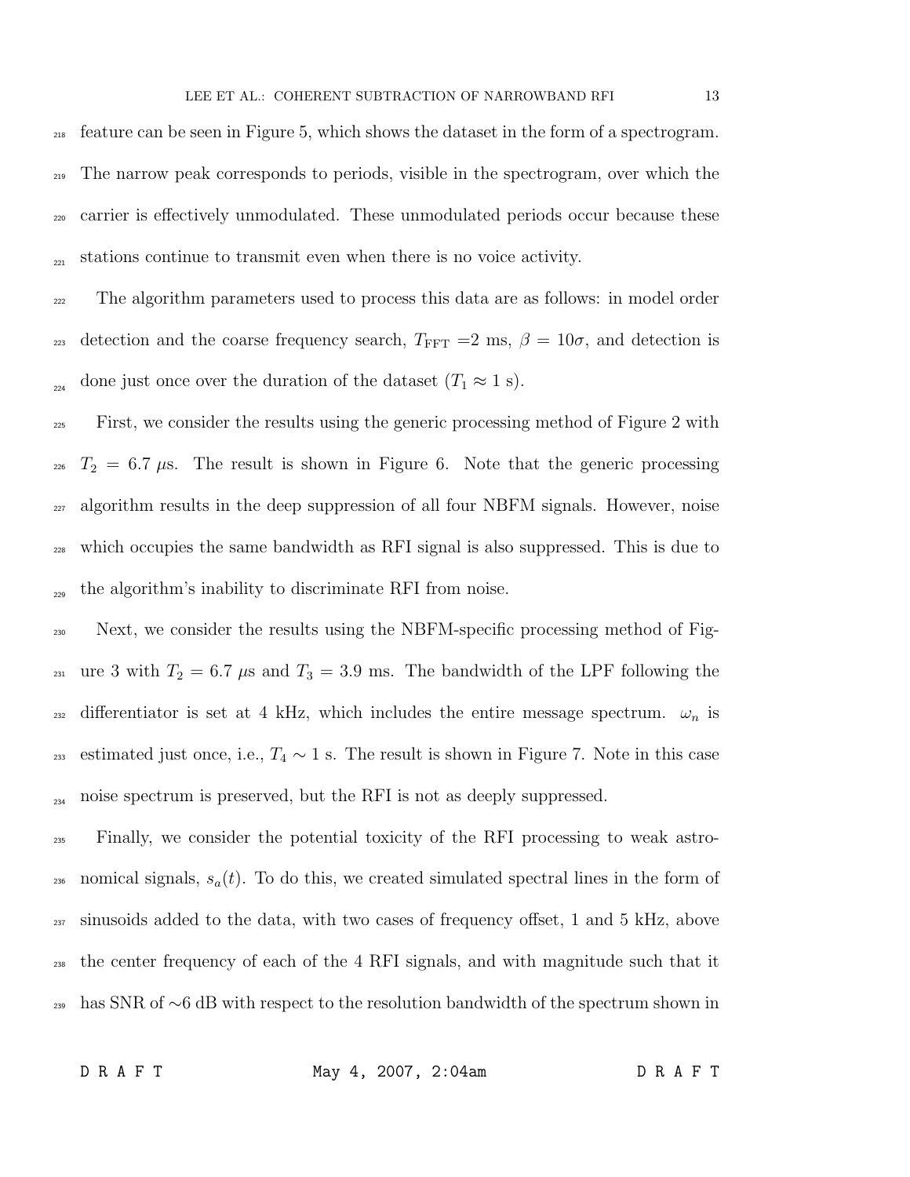feature can be seen in Figure 5, which shows the dataset in the form of a spectrogram. The narrow peak corresponds to periods, visible in the spectrogram, over which the carrier is effectively unmodulated. These unmodulated periods occur because these stations continue to transmit even when there is no voice activity.

The algorithm parameters used to process this data are as follows: in model order detection and the coarse frequency search, $T_{\mathrm{FFT}}$ =2 ms, $\beta = 10\sigma$, and detection is done just once over the duration of the dataset ($T_1 \approx 1$ s).

First, we consider the results using the generic processing method of Figure 2 with $T_2 = 6.7$ $\mu$s. The result is shown in Figure 6. Note that the generic processing algorithm results in the deep suppression of all four NBFM signals. However, noise which occupies the same bandwidth as RFI signal is also suppressed. This is due to the algorithm's inability to discriminate RFI from noise.

Next, we consider the results using the NBFM-specific processing method of Figure 3 with $T_2 = 6.7$ $\mu$s and $T_3 = 3.9$ ms. The bandwidth of the LPF following the differentiator is set at 4 kHz, which includes the entire message spectrum. $\omega_n$ is estimated just once, i.e., $T_4 \sim 1$ s. The result is shown in Figure 7. Note in this case noise spectrum is preserved, but the RFI is not as deeply suppressed.

Finally, we consider the potential toxicity of the RFI processing to weak astronomical signals, $s_a(t)$. To do this, we created simulated spectral lines in the form of sinusoids added to the data, with two cases of frequency offset, 1 and 5 kHz, above the center frequency of each of the 4 RFI signals, and with magnitude such that it has SNR of ∼6 dB with respect to the resolution bandwidth of the spectrum shown in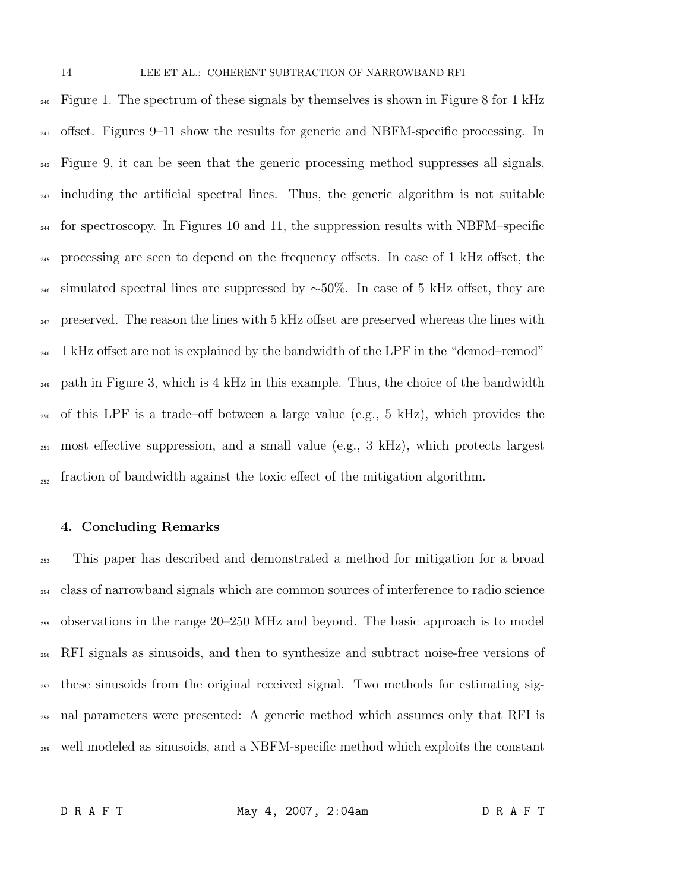Figure 1. The spectrum of these signals by themselves is shown in Figure 8 for 1 kHz offset. Figures 9–11 show the results for generic and NBFM-specific processing. In Figure 9, it can be seen that the generic processing method suppresses all signals, including the artificial spectral lines. Thus, the generic algorithm is not suitable for spectroscopy. In Figures 10 and 11, the suppression results with NBFM–specific processing are seen to depend on the frequency offsets. In case of 1 kHz offset, the simulated spectral lines are suppressed by $\sim$50%. In case of 5 kHz offset, they are preserved. The reason the lines with 5 kHz offset are preserved whereas the lines with 1 kHz offset are not is explained by the bandwidth of the LPF in the "demod–remod" path in Figure 3, which is 4 kHz in this example. Thus, the choice of the bandwidth of this LPF is a trade–off between a large value (e.g., 5 kHz), which provides the most effective suppression, and a small value (e.g., 3 kHz), which protects largest fraction of bandwidth against the toxic effect of the mitigation algorithm.

## 4. Concluding Remarks

This paper has described and demonstrated a method for mitigation for a broad class of narrowband signals which are common sources of interference to radio science observations in the range 20–250 MHz and beyond. The basic approach is to model RFI signals as sinusoids, and then to synthesize and subtract noise-free versions of these sinusoids from the original received signal. Two methods for estimating signal parameters were presented: A generic method which assumes only that RFI is well modeled as sinusoids, and a NBFM-specific method which exploits the constant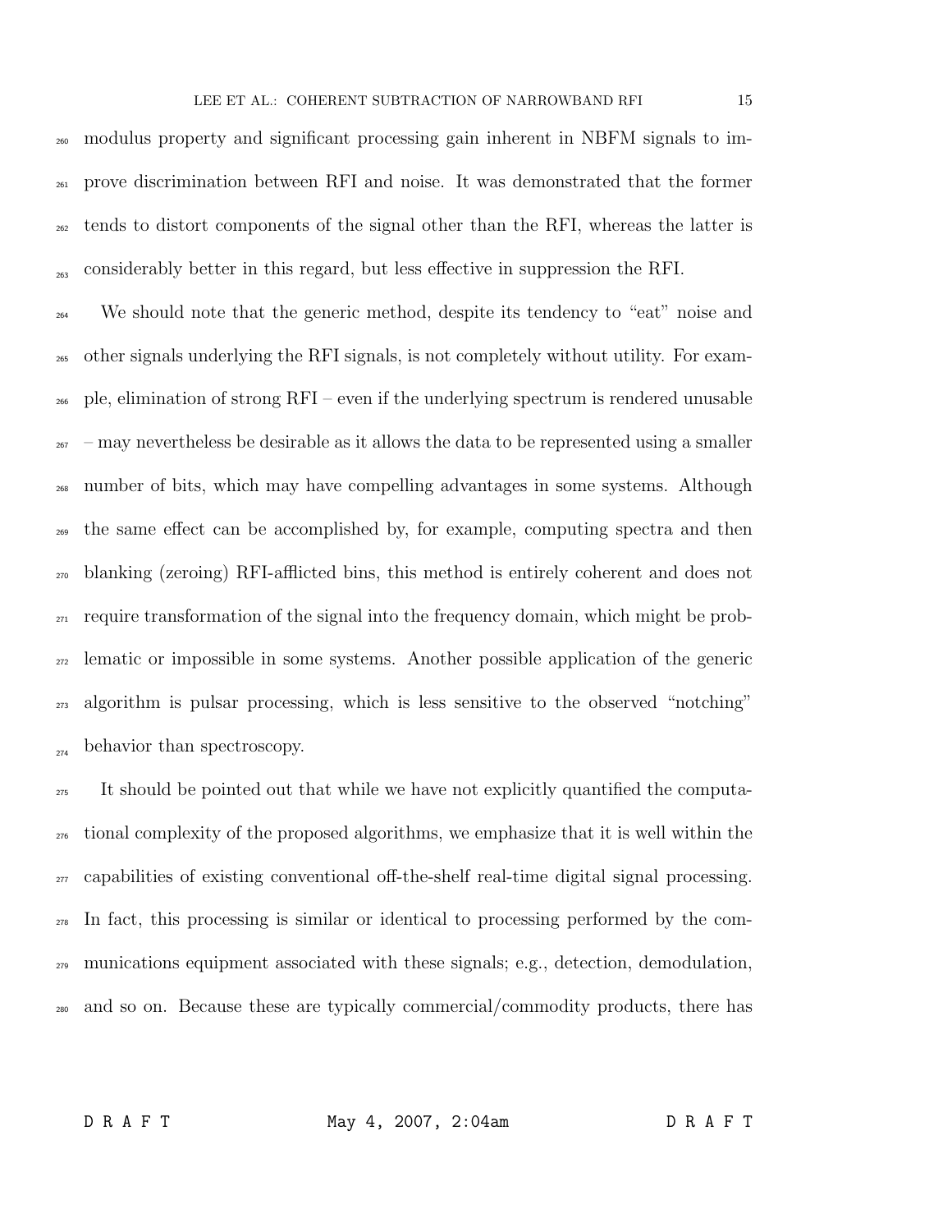modulus property and significant processing gain inherent in NBFM signals to improve discrimination between RFI and noise. It was demonstrated that the former tends to distort components of the signal other than the RFI, whereas the latter is considerably better in this regard, but less effective in suppression the RFI.

We should note that the generic method, despite its tendency to "eat" noise and other signals underlying the RFI signals, is not completely without utility. For example, elimination of strong RFI – even if the underlying spectrum is rendered unusable – may nevertheless be desirable as it allows the data to be represented using a smaller number of bits, which may have compelling advantages in some systems. Although the same effect can be accomplished by, for example, computing spectra and then blanking (zeroing) RFI-afflicted bins, this method is entirely coherent and does not require transformation of the signal into the frequency domain, which might be problematic or impossible in some systems. Another possible application of the generic algorithm is pulsar processing, which is less sensitive to the observed "notching" behavior than spectroscopy.

It should be pointed out that while we have not explicitly quantified the computational complexity of the proposed algorithms, we emphasize that it is well within the capabilities of existing conventional off-the-shelf real-time digital signal processing. In fact, this processing is similar or identical to processing performed by the communications equipment associated with these signals; e.g., detection, demodulation, and so on. Because these are typically commercial/commodity products, there has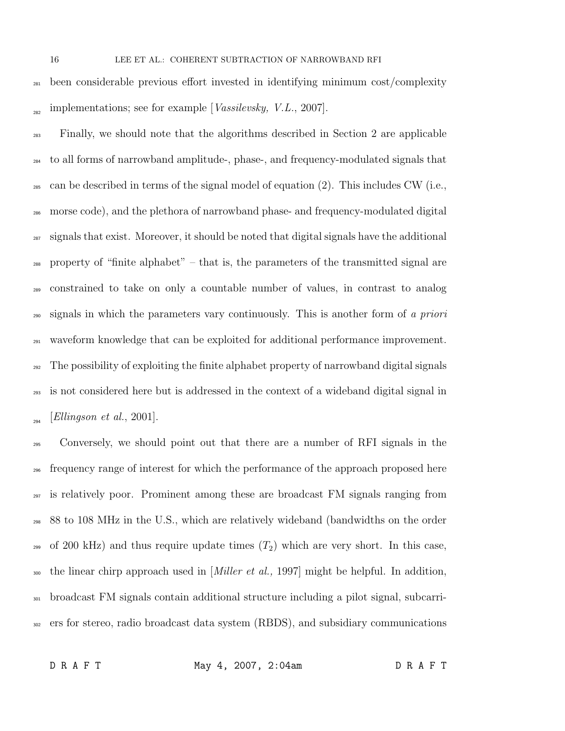been considerable previous effort invested in identifying minimum cost/complexity implementations; see for example [*Vassilevsky, V.L.*, 2007].

Finally, we should note that the algorithms described in Section 2 are applicable to all forms of narrowband amplitude-, phase-, and frequency-modulated signals that can be described in terms of the signal model of equation (2). This includes CW (i.e., morse code), and the plethora of narrowband phase- and frequency-modulated digital signals that exist. Moreover, it should be noted that digital signals have the additional property of "finite alphabet" – that is, the parameters of the transmitted signal are constrained to take on only a countable number of values, in contrast to analog signals in which the parameters vary continuously. This is another form of *a priori* waveform knowledge that can be exploited for additional performance improvement. The possibility of exploiting the finite alphabet property of narrowband digital signals is not considered here but is addressed in the context of a wideband digital signal in [*Ellingson et al.*, 2001].

Conversely, we should point out that there are a number of RFI signals in the frequency range of interest for which the performance of the approach proposed here is relatively poor. Prominent among these are broadcast FM signals ranging from 88 to 108 MHz in the U.S., which are relatively wideband (bandwidths on the order of 200 kHz) and thus require update times ($T_2$) which are very short. In this case, the linear chirp approach used in [*Miller et al.,* 1997] might be helpful. In addition, broadcast FM signals contain additional structure including a pilot signal, subcarriers for stereo, radio broadcast data system (RBDS), and subsidiary communications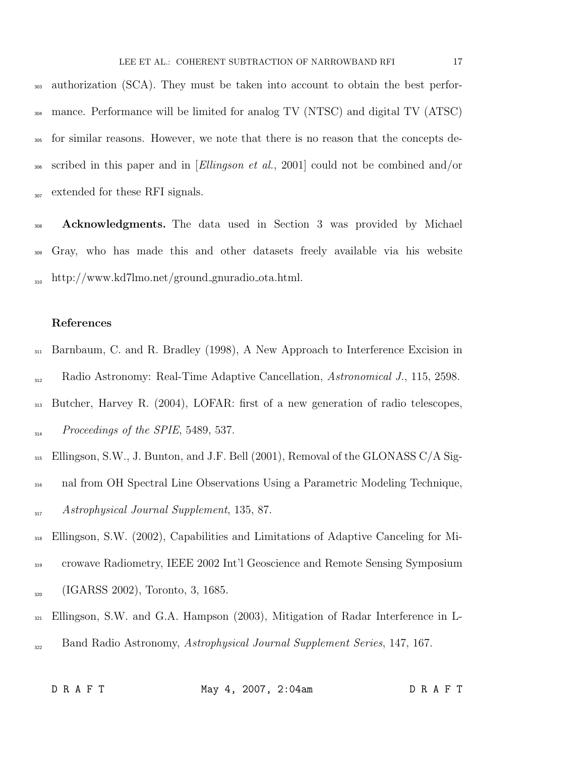authorization (SCA). They must be taken into account to obtain the best performance. Performance will be limited for analog TV (NTSC) and digital TV (ATSC) for similar reasons. However, we note that there is no reason that the concepts described in this paper and in [*Ellingson et al.*, 2001] could not be combined and/or extended for these RFI signals.

**Acknowledgments.** The data used in Section 3 was provided by Michael Gray, who has made this and other datasets freely available via his website http://www.kd7lmo.net/ground_gnuradio_ota.html.

## References

Barnbaum, C. and R. Bradley (1998), A New Approach to Interference Excision in Radio Astronomy: Real-Time Adaptive Cancellation, *Astronomical J.*, 115, 2598.

Butcher, Harvey R. (2004), LOFAR: first of a new generation of radio telescopes, *Proceedings of the SPIE*, 5489, 537.

Ellingson, S.W., J. Bunton, and J.F. Bell (2001), Removal of the GLONASS C/A Signal from OH Spectral Line Observations Using a Parametric Modeling Technique, *Astrophysical Journal Supplement*, 135, 87.

Ellingson, S.W. (2002), Capabilities and Limitations of Adaptive Canceling for Microwave Radiometry, IEEE 2002 Int'l Geoscience and Remote Sensing Symposium (IGARSS 2002), Toronto, 3, 1685.

Ellingson, S.W. and G.A. Hampson (2003), Mitigation of Radar Interference in L-Band Radio Astronomy, *Astrophysical Journal Supplement Series*, 147, 167.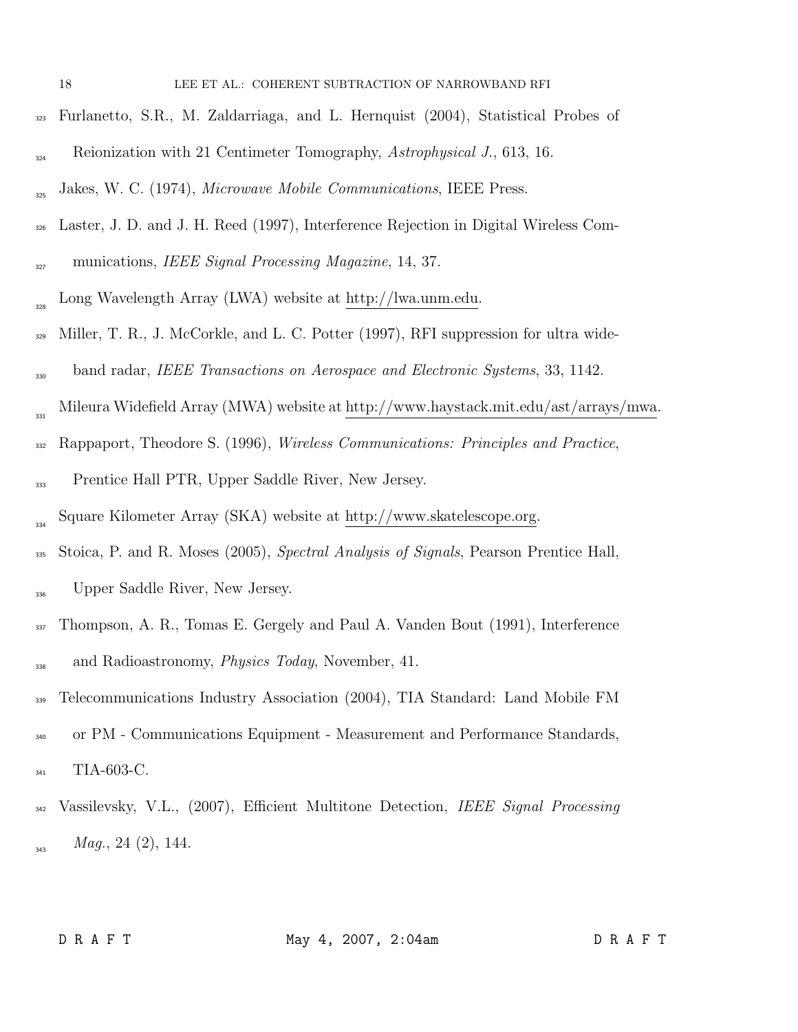Furlanetto, S.R., M. Zaldarriaga, and L. Hernquist (2004), Statistical Probes of Reionization with 21 Centimeter Tomography, *Astrophysical J.*, 613, 16.

Jakes, W. C. (1974), *Microwave Mobile Communications*, IEEE Press.

Laster, J. D. and J. H. Reed (1997), Interference Rejection in Digital Wireless Communications, *IEEE Signal Processing Magazine*, 14, 37.

Long Wavelength Array (LWA) website at http://lwa.unm.edu.

Miller, T. R., J. McCorkle, and L. C. Potter (1997), RFI suppression for ultra wideband radar, *IEEE Transactions on Aerospace and Electronic Systems*, 33, 1142.

Mileura Widefield Array (MWA) website at http://www.haystack.mit.edu/ast/arrays/mwa.

Rappaport, Theodore S. (1996), *Wireless Communications: Principles and Practice*, Prentice Hall PTR, Upper Saddle River, New Jersey.

Square Kilometer Array (SKA) website at http://www.skatelescope.org.

Stoica, P. and R. Moses (2005), *Spectral Analysis of Signals*, Pearson Prentice Hall, Upper Saddle River, New Jersey.

Thompson, A. R., Tomas E. Gergely and Paul A. Vanden Bout (1991), Interference and Radioastronomy, *Physics Today*, November, 41.

Telecommunications Industry Association (2004), TIA Standard: Land Mobile FM or PM - Communications Equipment - Measurement and Performance Standards, TIA-603-C.

Vassilevsky, V.L., (2007), Efficient Multitone Detection, *IEEE Signal Processing Mag.*, 24 (2), 144.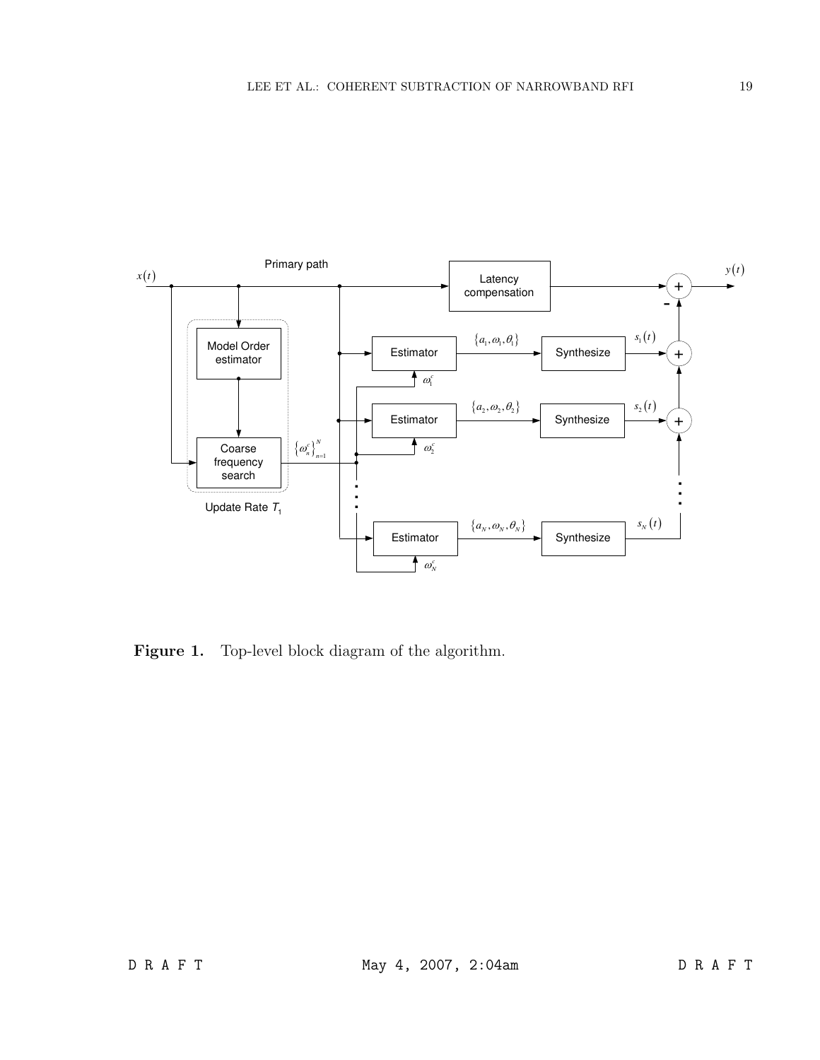**Figure 1.** Top-level block diagram of the algorithm.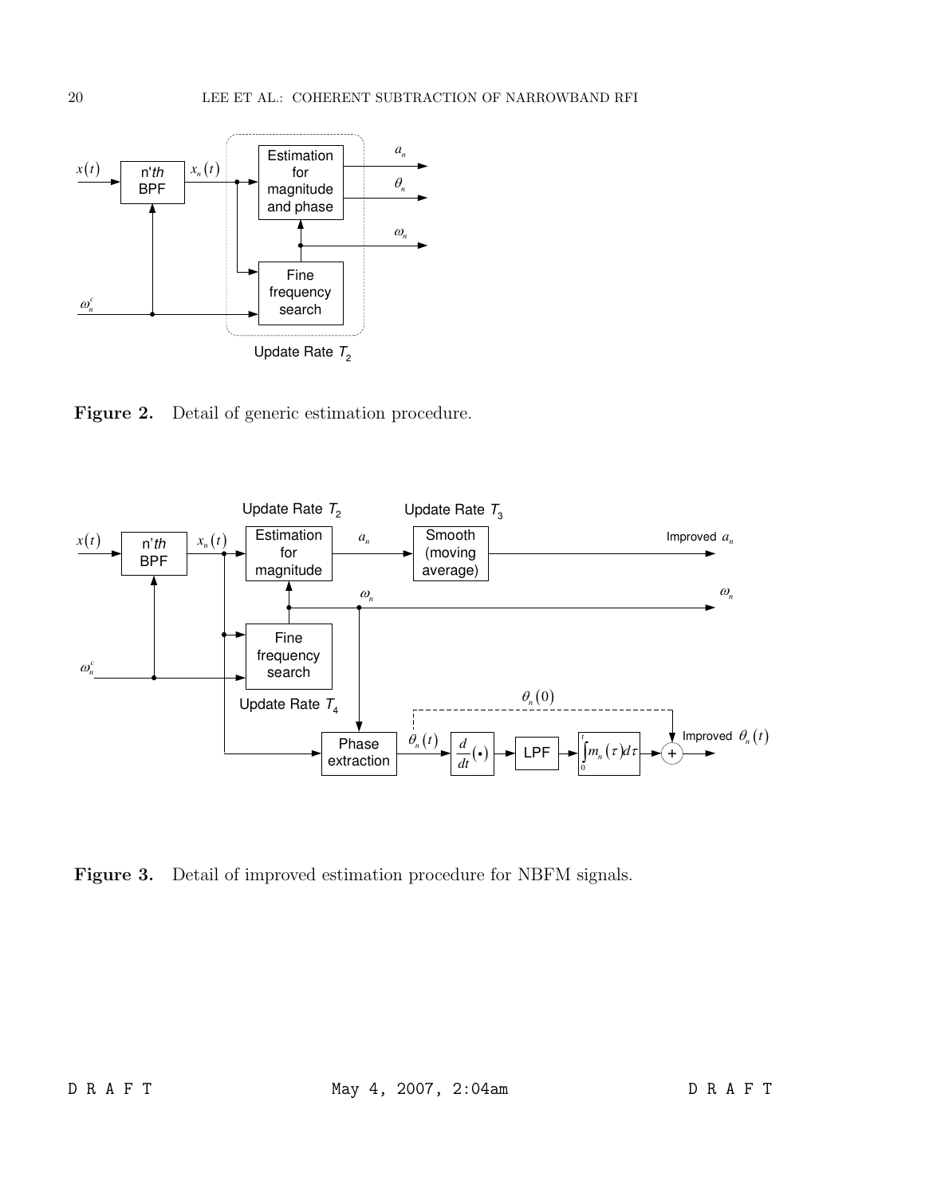**Figure 2.** Detail of generic estimation procedure.

**Figure 3.** Detail of improved estimation procedure for NBFM signals.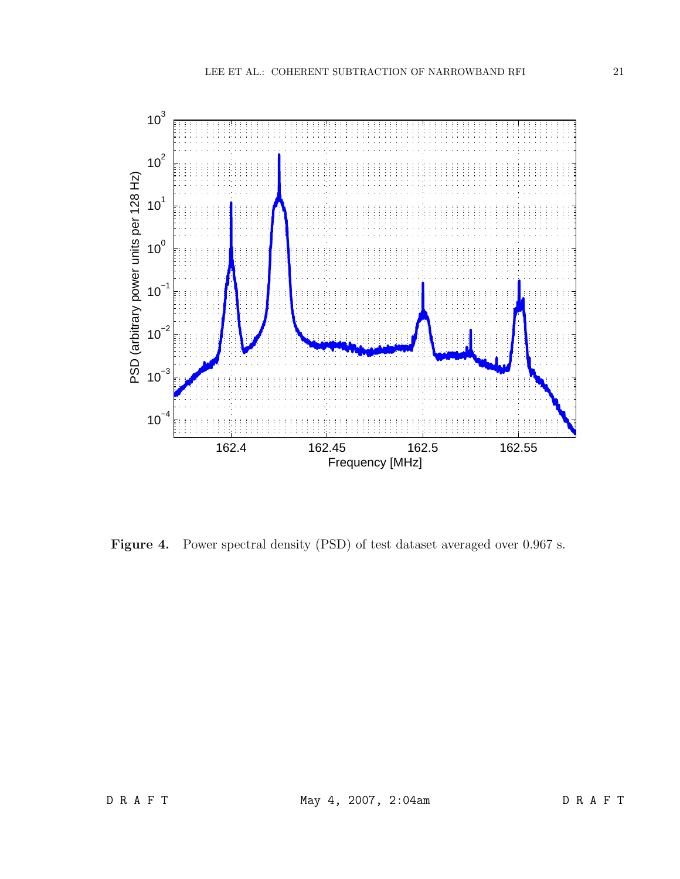**Figure 4.** Power spectral density (PSD) of test dataset averaged over 0.967 s.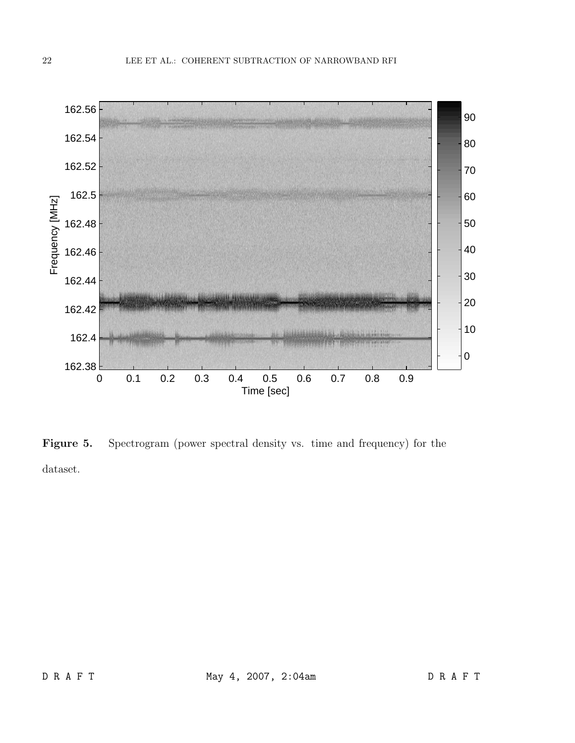**Figure 5.** Spectrogram (power spectral density vs. time and frequency) for the dataset.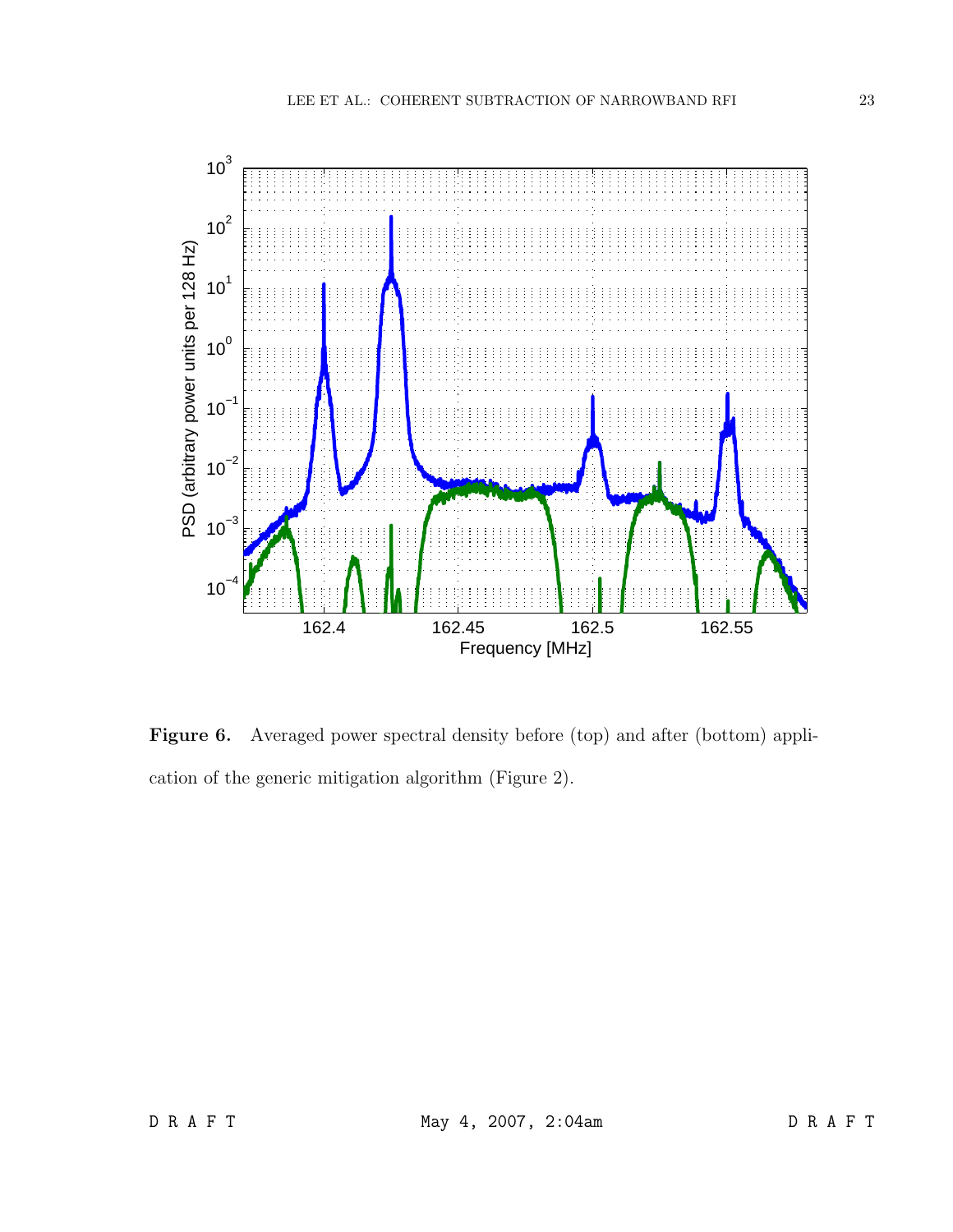**Figure 6.** Averaged power spectral density before (top) and after (bottom) application of the generic mitigation algorithm (Figure 2).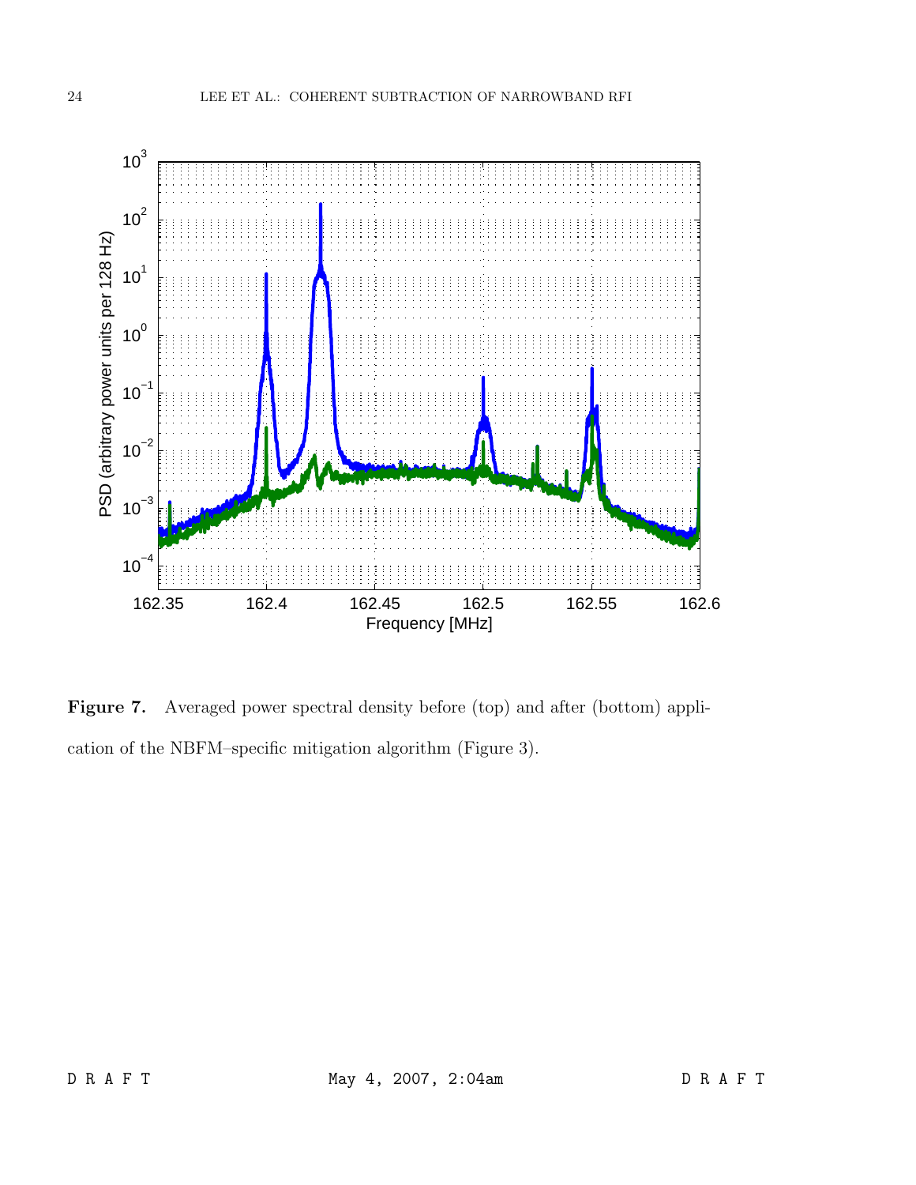**Figure 7.** Averaged power spectral density before (top) and after (bottom) application of the NBFM–specific mitigation algorithm (Figure 3).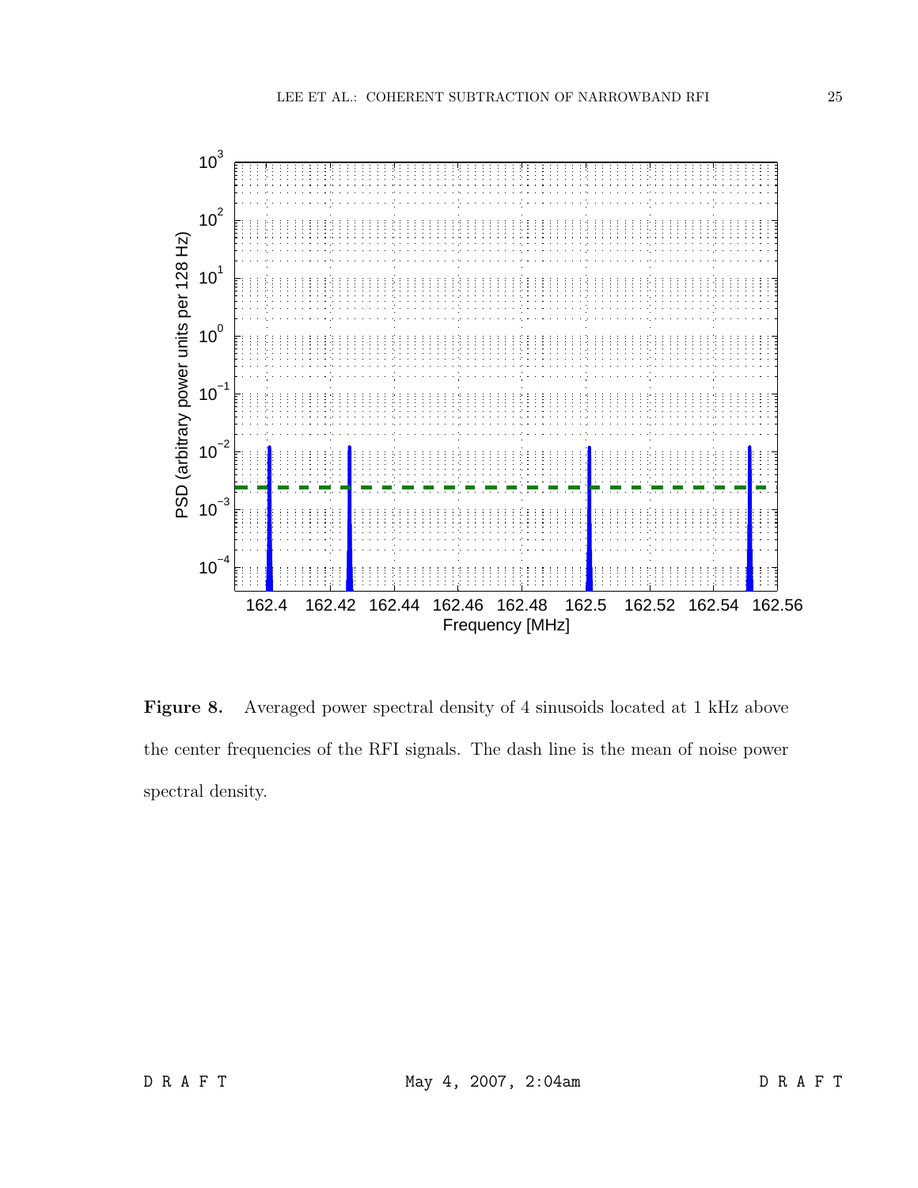**Figure 8.** Averaged power spectral density of 4 sinusoids located at 1 kHz above the center frequencies of the RFI signals. The dash line is the mean of noise power spectral density.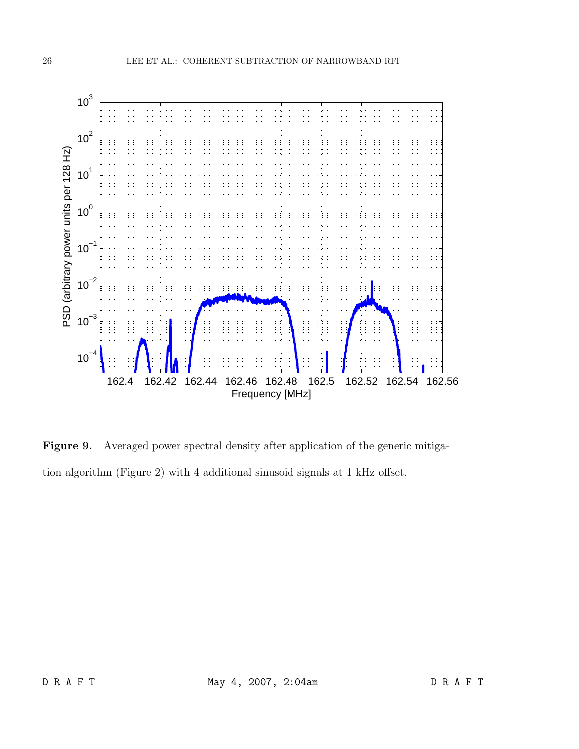**Figure 9.** Averaged power spectral density after application of the generic mitigation algorithm (Figure 2) with 4 additional sinusoid signals at 1 kHz offset.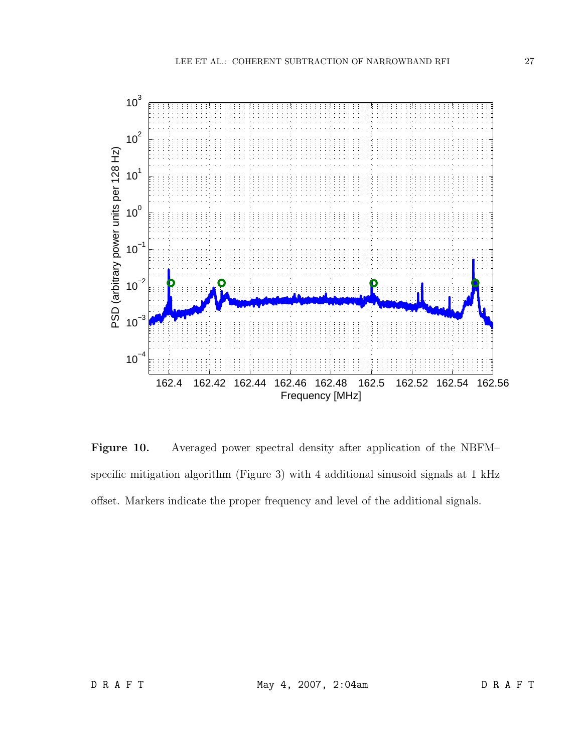**Figure 10.** Averaged power spectral density after application of the NBFM–specific mitigation algorithm (Figure 3) with 4 additional sinusoid signals at 1 kHz offset. Markers indicate the proper frequency and level of the additional signals.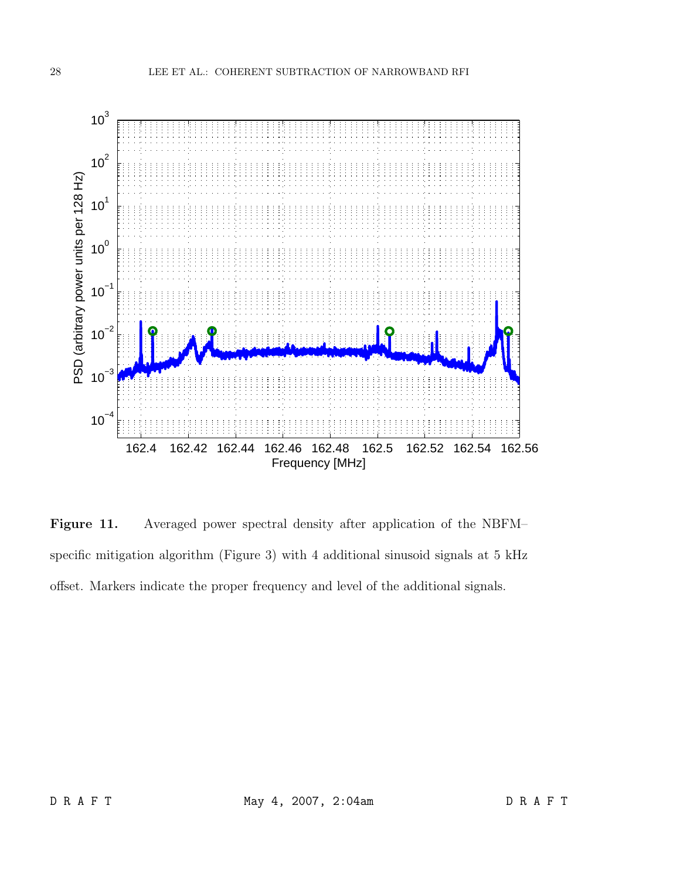$10^3$
$10^2$
$10^1$
$10^0$
$10^{-1}$
$10^{-2}$
$10^{-3}$
$10^{-4}$

PSD (arbitrary power units per 128 Hz)

162.4 162.42 162.44 162.46 162.48 162.5 162.52 162.54 162.56

Frequency [MHz]

**Figure 11.** Averaged power spectral density after application of the NBFM–specific mitigation algorithm (Figure 3) with 4 additional sinusoid signals at 5 kHz offset. Markers indicate the proper frequency and level of the additional signals.